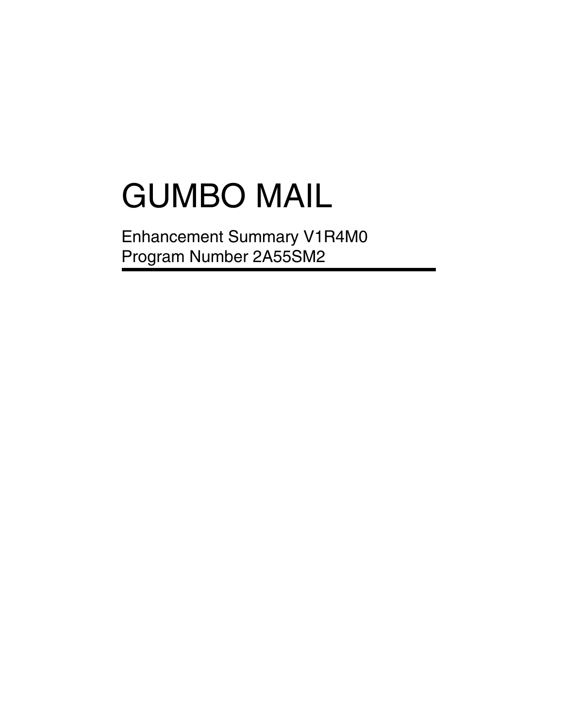# GUMBO MAIL

Enhancement Summary V1R4M0
Program Number 2A55SM2

---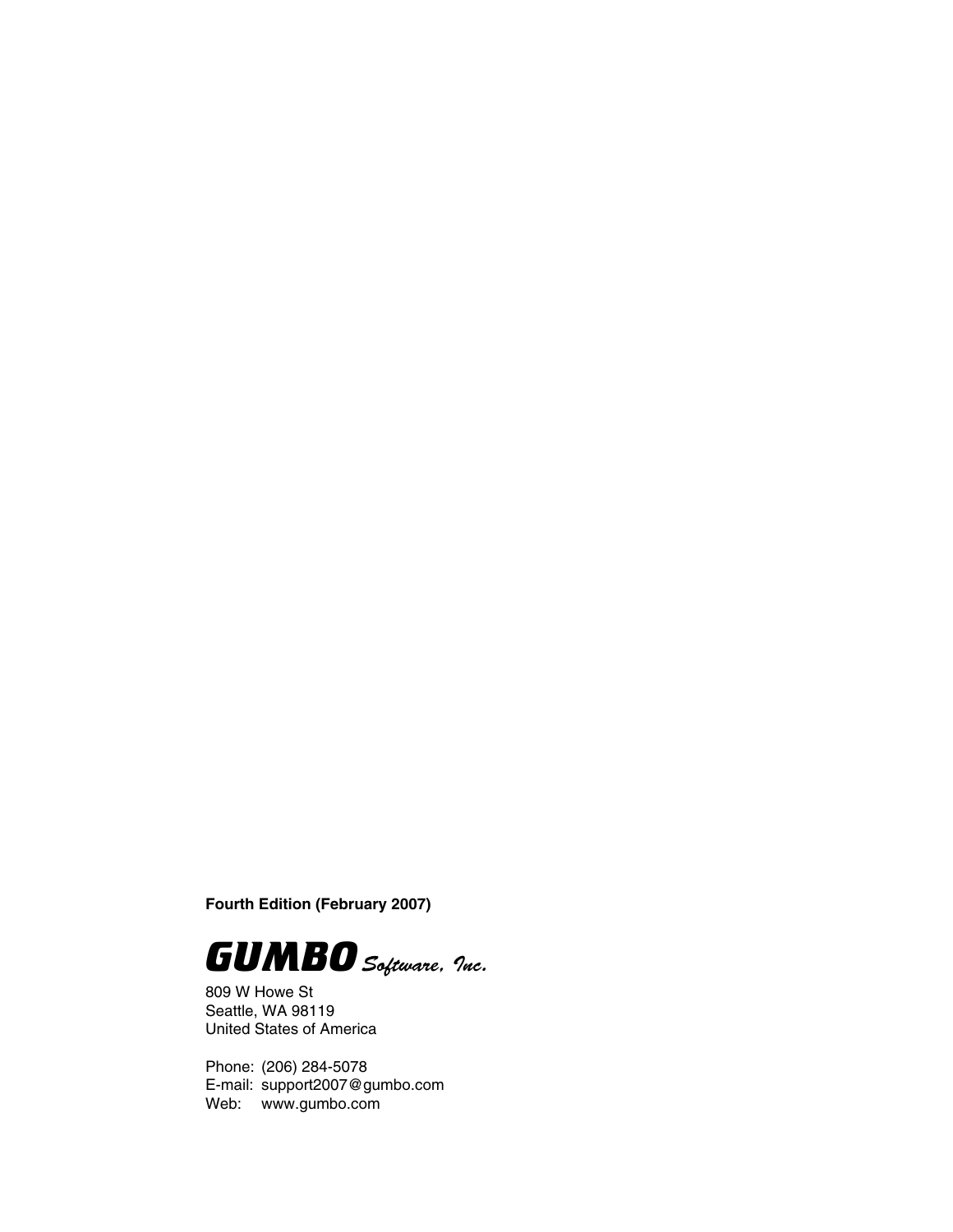**Fourth Edition (February 2007)**

***GUMBO*** *Software, Inc.*

809 W Howe St
Seattle, WA 98119
United States of America

Phone: (206) 284-5078
E-mail: support2007@gumbo.com
Web: www.gumbo.com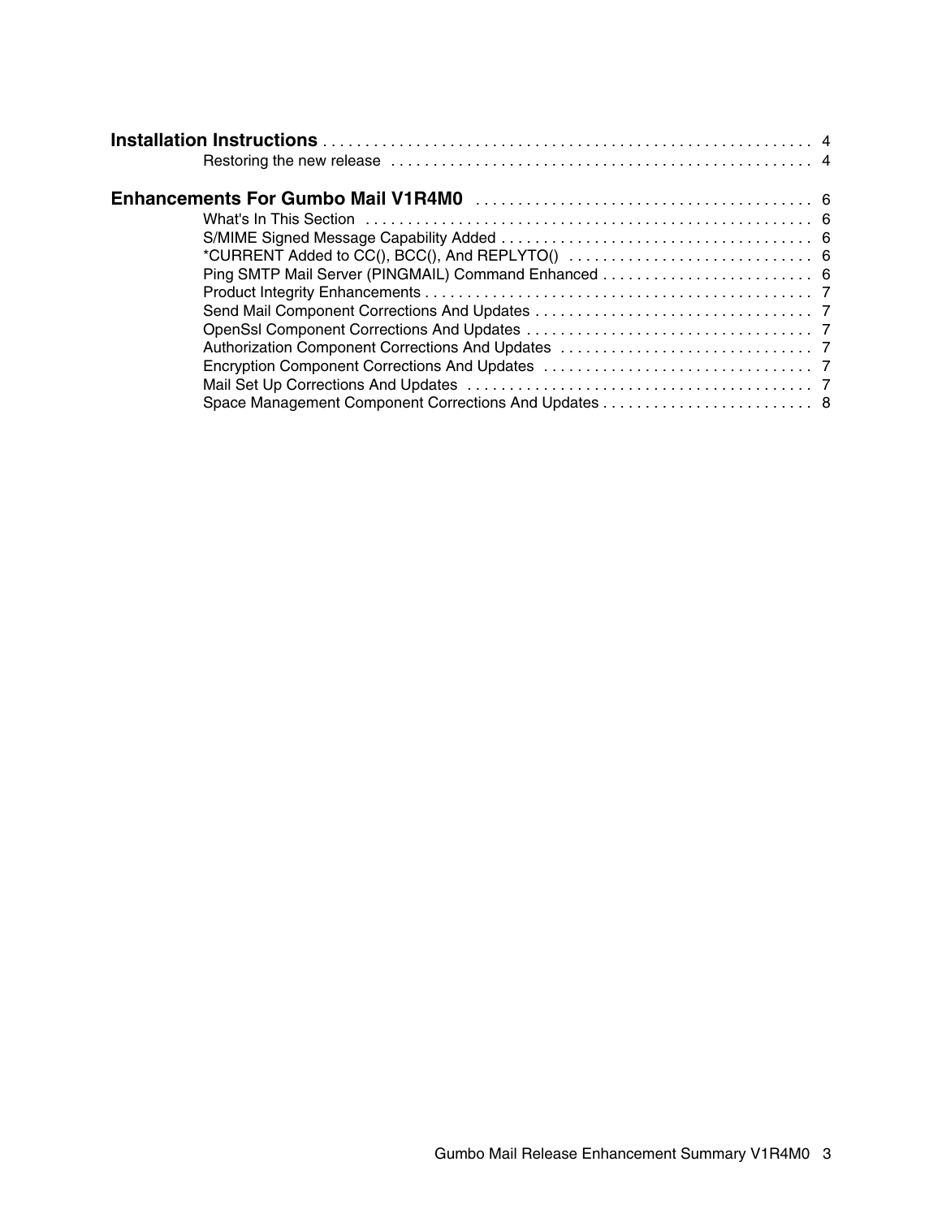**Installation Instructions** . . . . . . . . . . . . . . . . . . . . . . . . . . . . . . . . . . . . . . . . . . . . . . . . . . . . . . . . . . 4

- Restoring the new release . . . . . . . . . . . . . . . . . . . . . . . . . . . . . . . . . . . . . . . . . . . . . . . . . 4

**Enhancements For Gumbo Mail V1R4M0** . . . . . . . . . . . . . . . . . . . . . . . . . . . . . . . . . . . . . . . 6

- What's In This Section . . . . . . . . . . . . . . . . . . . . . . . . . . . . . . . . . . . . . . . . . . . . . . . . . . . . . 6
- S/MIME Signed Message Capability Added . . . . . . . . . . . . . . . . . . . . . . . . . . . . . . . . . . . . . 6
- *CURRENT Added to CC(), BCC(), And REPLYTO() . . . . . . . . . . . . . . . . . . . . . . . . . . . . . 6
- Ping SMTP Mail Server (PINGMAIL) Command Enhanced . . . . . . . . . . . . . . . . . . . . . . . . . 6
- Product Integrity Enhancements . . . . . . . . . . . . . . . . . . . . . . . . . . . . . . . . . . . . . . . . . . . . . . 7
- Send Mail Component Corrections And Updates . . . . . . . . . . . . . . . . . . . . . . . . . . . . . . . . . 7
- OpenSsl Component Corrections And Updates . . . . . . . . . . . . . . . . . . . . . . . . . . . . . . . . . . 7
- Authorization Component Corrections And Updates . . . . . . . . . . . . . . . . . . . . . . . . . . . . . . 7
- Encryption Component Corrections And Updates . . . . . . . . . . . . . . . . . . . . . . . . . . . . . . . . 7
- Mail Set Up Corrections And Updates . . . . . . . . . . . . . . . . . . . . . . . . . . . . . . . . . . . . . . . . . 7
- Space Management Component Corrections And Updates . . . . . . . . . . . . . . . . . . . . . . . . . 8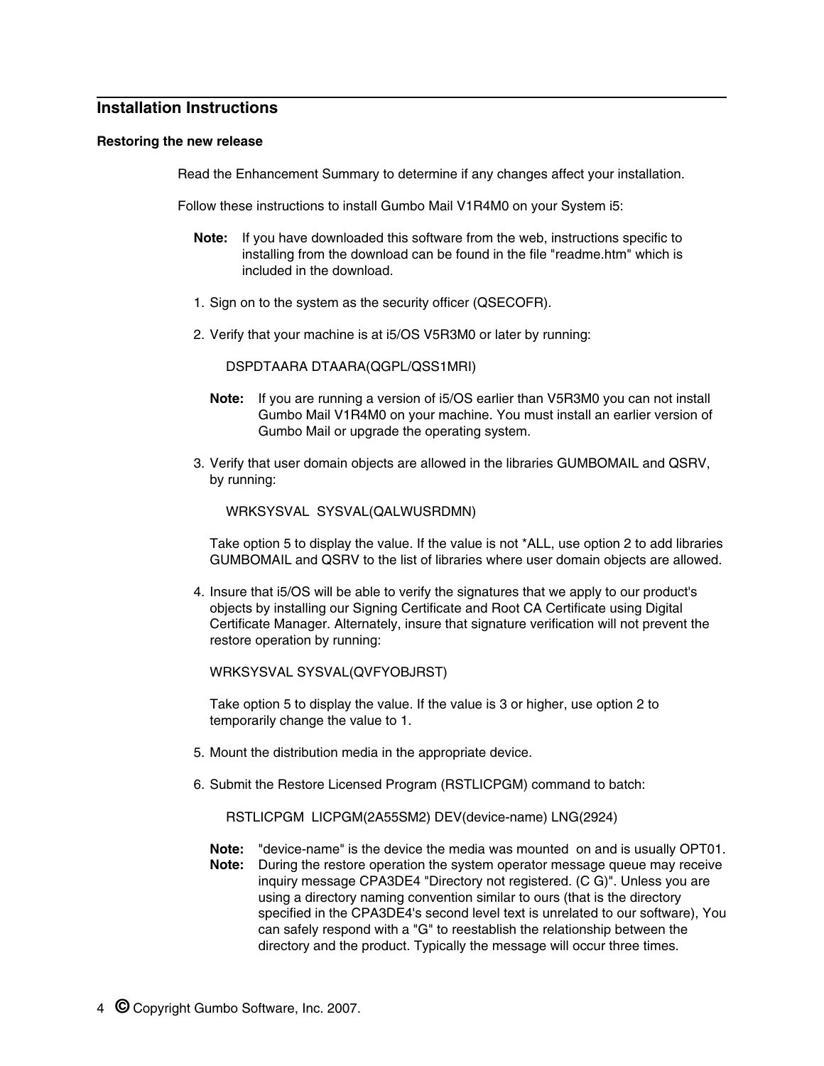## Installation Instructions

### Restoring the new release

Read the Enhancement Summary to determine if any changes affect your installation.

Follow these instructions to install Gumbo Mail V1R4M0 on your System i5:

**Note:** If you have downloaded this software from the web, instructions specific to installing from the download can be found in the file "readme.htm" which is included in the download.

1. Sign on to the system as the security officer (QSECOFR).

2. Verify that your machine is at i5/OS V5R3M0 or later by running:

   ```
   DSPDTAARA DTAARA(QGPL/QSS1MRI)
   ```

   **Note:** If you are running a version of i5/OS earlier than V5R3M0 you can not install Gumbo Mail V1R4M0 on your machine. You must install an earlier version of Gumbo Mail or upgrade the operating system.

3. Verify that user domain objects are allowed in the libraries GUMBOMAIL and QSRV, by running:

   ```
   WRKSYSVAL  SYSVAL(QALWUSRDMN)
   ```

   Take option 5 to display the value. If the value is not *ALL, use option 2 to add libraries GUMBOMAIL and QSRV to the list of libraries where user domain objects are allowed.

4. Insure that i5/OS will be able to verify the signatures that we apply to our product's objects by installing our Signing Certificate and Root CA Certificate using Digital Certificate Manager. Alternately, insure that signature verification will not prevent the restore operation by running:

   ```
   WRKSYSVAL SYSVAL(QVFYOBJRST)
   ```

   Take option 5 to display the value. If the value is 3 or higher, use option 2 to temporarily change the value to 1.

5. Mount the distribution media in the appropriate device.

6. Submit the Restore Licensed Program (RSTLICPGM) command to batch:

   ```
   RSTLICPGM  LICPGM(2A55SM2) DEV(device-name) LNG(2924)
   ```

   **Note:** "device-name" is the device the media was mounted on and is usually OPT01.
   
   **Note:** During the restore operation the system operator message queue may receive inquiry message CPA3DE4 "Directory not registered. (C G)". Unless you are using a directory naming convention similar to ours (that is the directory specified in the CPA3DE4's second level text is unrelated to our software), You can safely respond with a "G" to reestablish the relationship between the directory and the product. Typically the message will occur three times.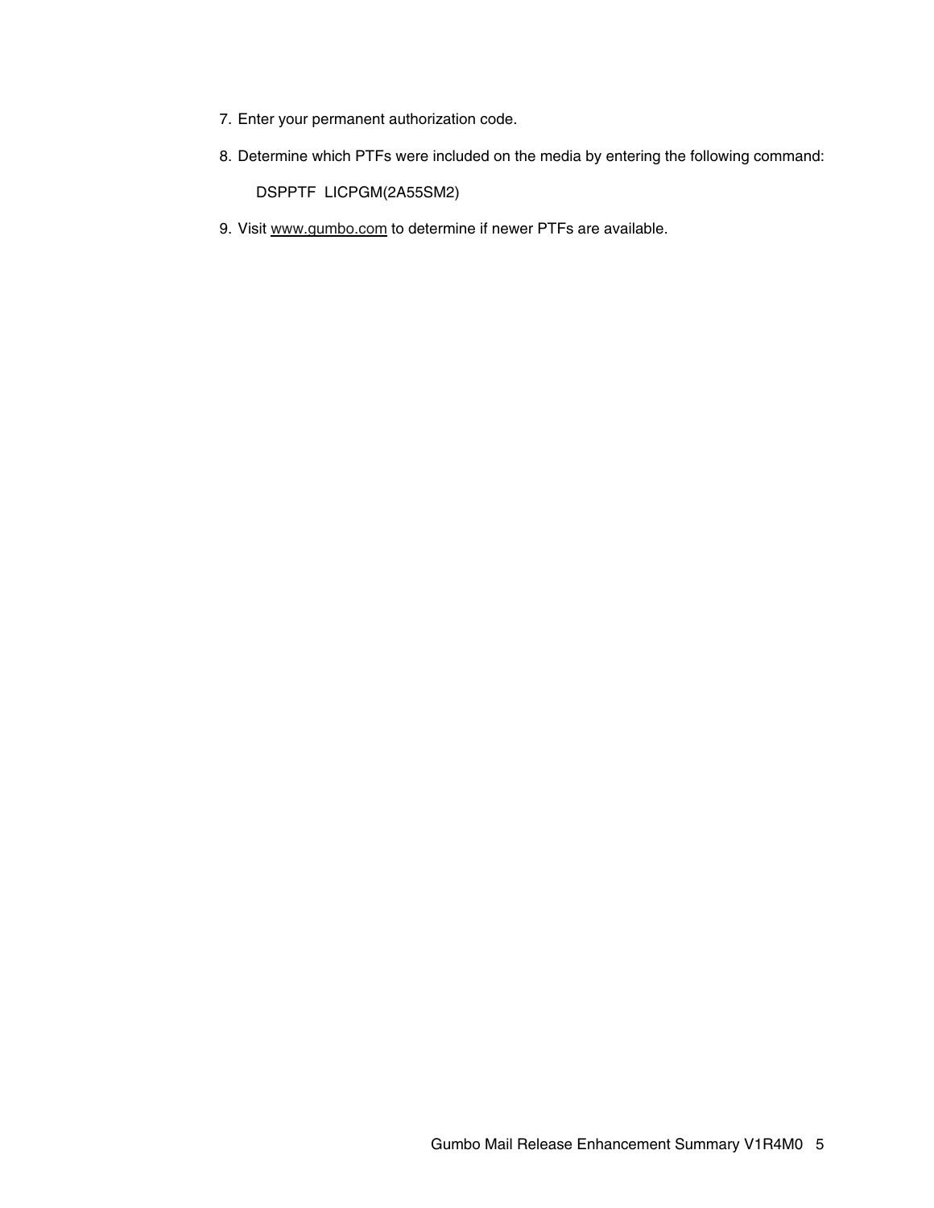7. Enter your permanent authorization code.

8. Determine which PTFs were included on the media by entering the following command:

   ```
   DSPPTF  LICPGM(2A55SM2)
   ```

9. Visit www.gumbo.com to determine if newer PTFs are available.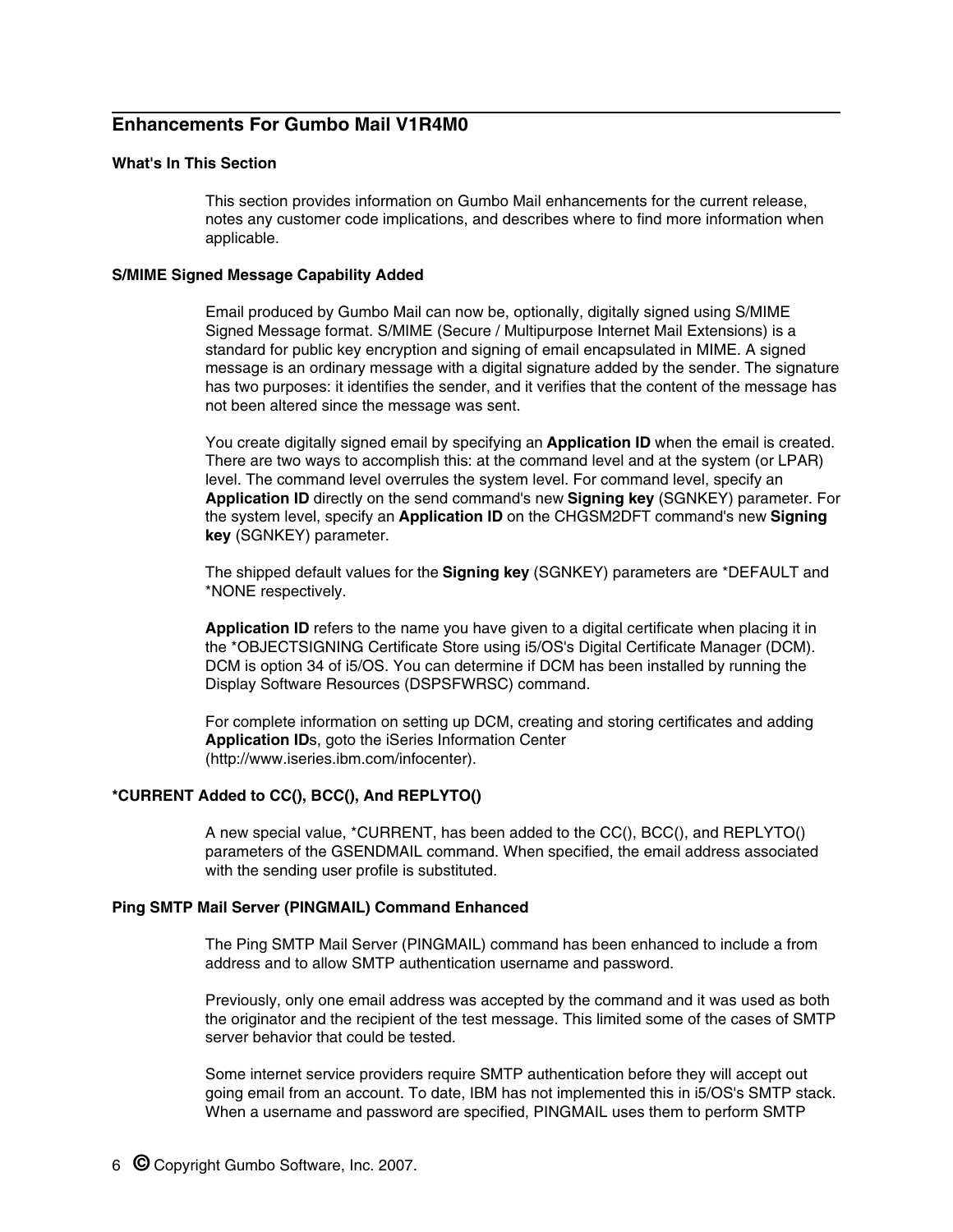## Enhancements For Gumbo Mail V1R4M0

### What's In This Section

This section provides information on Gumbo Mail enhancements for the current release, notes any customer code implications, and describes where to find more information when applicable.

### S/MIME Signed Message Capability Added

Email produced by Gumbo Mail can now be, optionally, digitally signed using S/MIME Signed Message format. S/MIME (Secure / Multipurpose Internet Mail Extensions) is a standard for public key encryption and signing of email encapsulated in MIME. A signed message is an ordinary message with a digital signature added by the sender. The signature has two purposes: it identifies the sender, and it verifies that the content of the message has not been altered since the message was sent.

You create digitally signed email by specifying an **Application ID** when the email is created. There are two ways to accomplish this: at the command level and at the system (or LPAR) level. The command level overrules the system level. For command level, specify an **Application ID** directly on the send command's new **Signing key** (SGNKEY) parameter. For the system level, specify an **Application ID** on the CHGSM2DFT command's new **Signing key** (SGNKEY) parameter.

The shipped default values for the **Signing key** (SGNKEY) parameters are *DEFAULT and *NONE respectively.

**Application ID** refers to the name you have given to a digital certificate when placing it in the *OBJECTSIGNING Certificate Store using i5/OS's Digital Certificate Manager (DCM). DCM is option 34 of i5/OS. You can determine if DCM has been installed by running the Display Software Resources (DSPSFWRSC) command.

For complete information on setting up DCM, creating and storing certificates and adding **Application ID**s, goto the iSeries Information Center (http://www.iseries.ibm.com/infocenter).

### *CURRENT Added to CC(), BCC(), And REPLYTO()

A new special value, *CURRENT, has been added to the CC(), BCC(), and REPLYTO() parameters of the GSENDMAIL command. When specified, the email address associated with the sending user profile is substituted.

### Ping SMTP Mail Server (PINGMAIL) Command Enhanced

The Ping SMTP Mail Server (PINGMAIL) command has been enhanced to include a from address and to allow SMTP authentication username and password.

Previously, only one email address was accepted by the command and it was used as both the originator and the recipient of the test message. This limited some of the cases of SMTP server behavior that could be tested.

Some internet service providers require SMTP authentication before they will accept out going email from an account. To date, IBM has not implemented this in i5/OS's SMTP stack. When a username and password are specified, PINGMAIL uses them to perform SMTP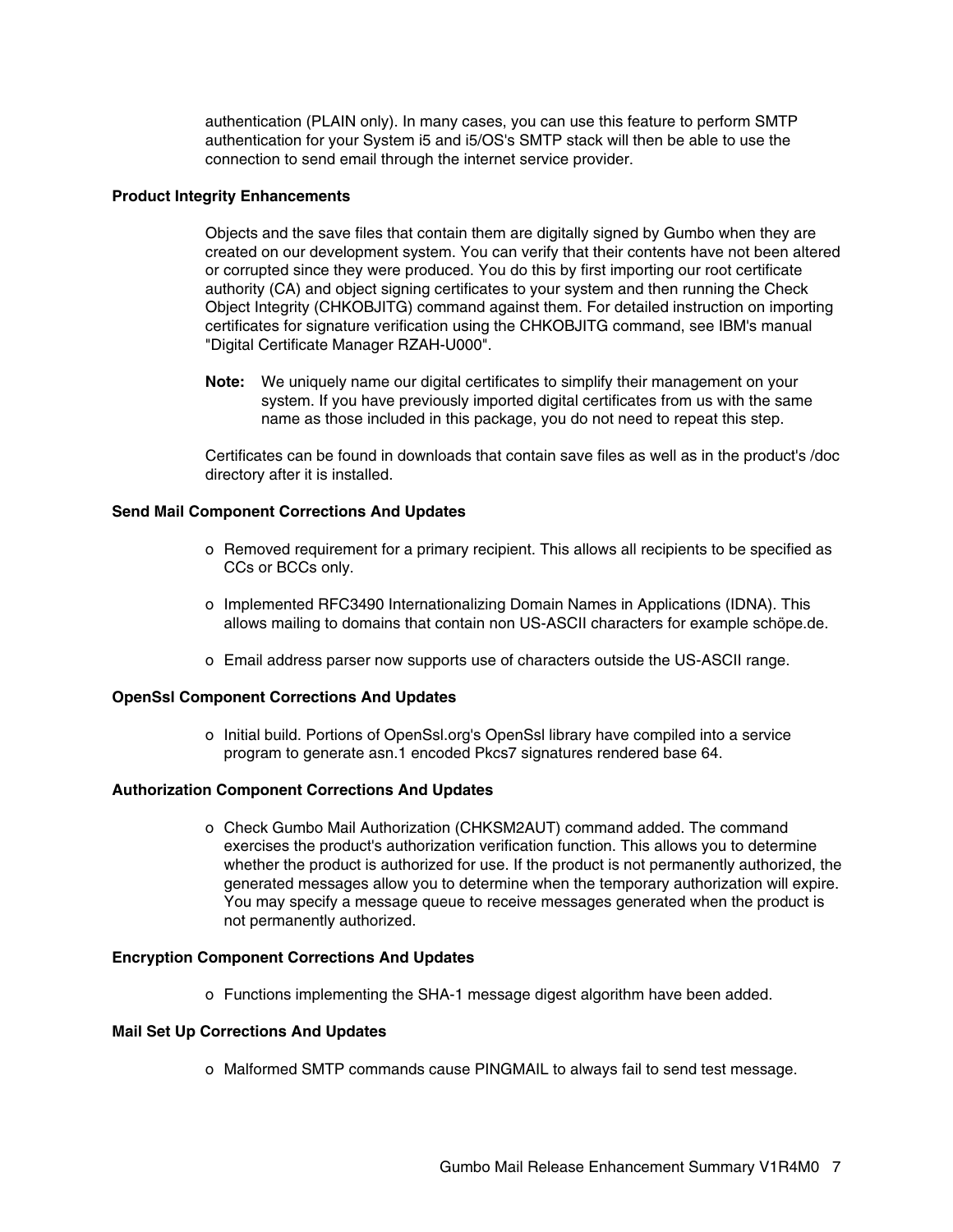authentication (PLAIN only). In many cases, you can use this feature to perform SMTP authentication for your System i5 and i5/OS's SMTP stack will then be able to use the connection to send email through the internet service provider.

### Product Integrity Enhancements

Objects and the save files that contain them are digitally signed by Gumbo when they are created on our development system. You can verify that their contents have not been altered or corrupted since they were produced. You do this by first importing our root certificate authority (CA) and object signing certificates to your system and then running the Check Object Integrity (CHKOBJITG) command against them. For detailed instruction on importing certificates for signature verification using the CHKOBJITG command, see IBM's manual "Digital Certificate Manager RZAH-U000".

**Note:** We uniquely name our digital certificates to simplify their management on your system. If you have previously imported digital certificates from us with the same name as those included in this package, you do not need to repeat this step.

Certificates can be found in downloads that contain save files as well as in the product's /doc directory after it is installed.

### Send Mail Component Corrections And Updates

- Removed requirement for a primary recipient. This allows all recipients to be specified as CCs or BCCs only.
- Implemented RFC3490 Internationalizing Domain Names in Applications (IDNA). This allows mailing to domains that contain non US-ASCII characters for example schöpe.de.
- Email address parser now supports use of characters outside the US-ASCII range.

### OpenSsl Component Corrections And Updates

- Initial build. Portions of OpenSsl.org's OpenSsl library have compiled into a service program to generate asn.1 encoded Pkcs7 signatures rendered base 64.

### Authorization Component Corrections And Updates

- Check Gumbo Mail Authorization (CHKSM2AUT) command added. The command exercises the product's authorization verification function. This allows you to determine whether the product is authorized for use. If the product is not permanently authorized, the generated messages allow you to determine when the temporary authorization will expire. You may specify a message queue to receive messages generated when the product is not permanently authorized.

### Encryption Component Corrections And Updates

- Functions implementing the SHA-1 message digest algorithm have been added.

### Mail Set Up Corrections And Updates

- Malformed SMTP commands cause PINGMAIL to always fail to send test message.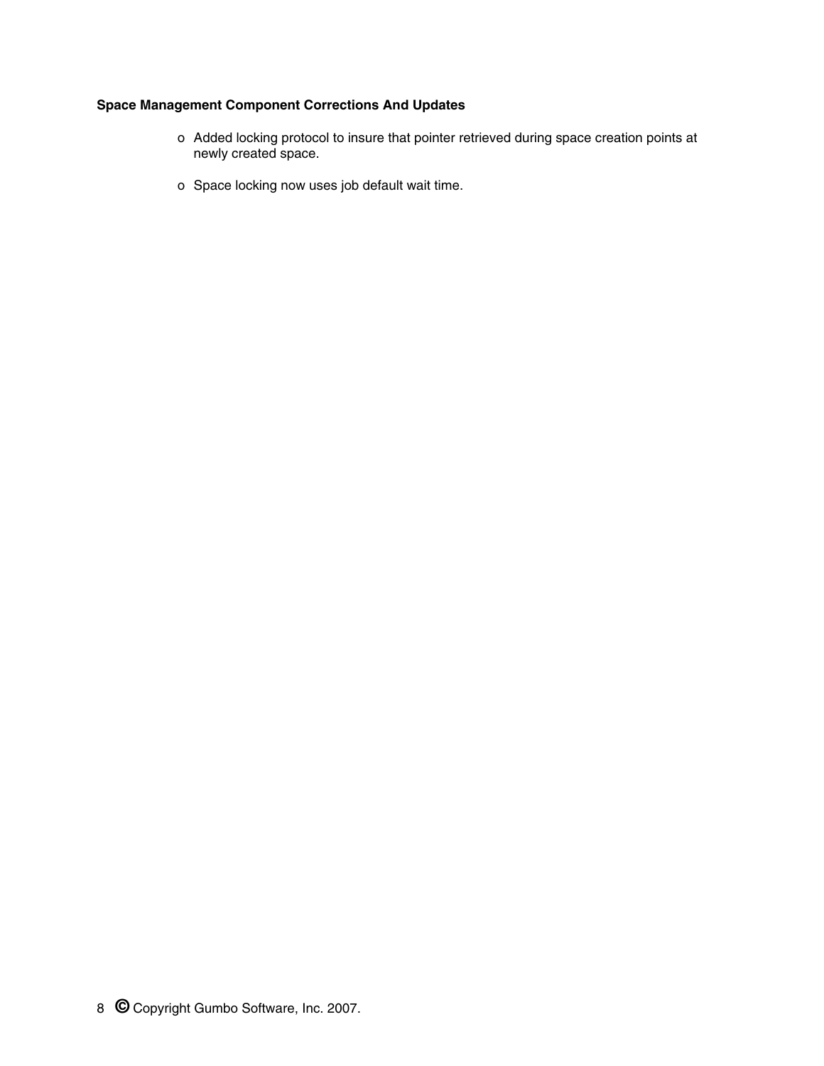**Space Management Component Corrections And Updates**

- Added locking protocol to insure that pointer retrieved during space creation points at newly created space.

- Space locking now uses job default wait time.